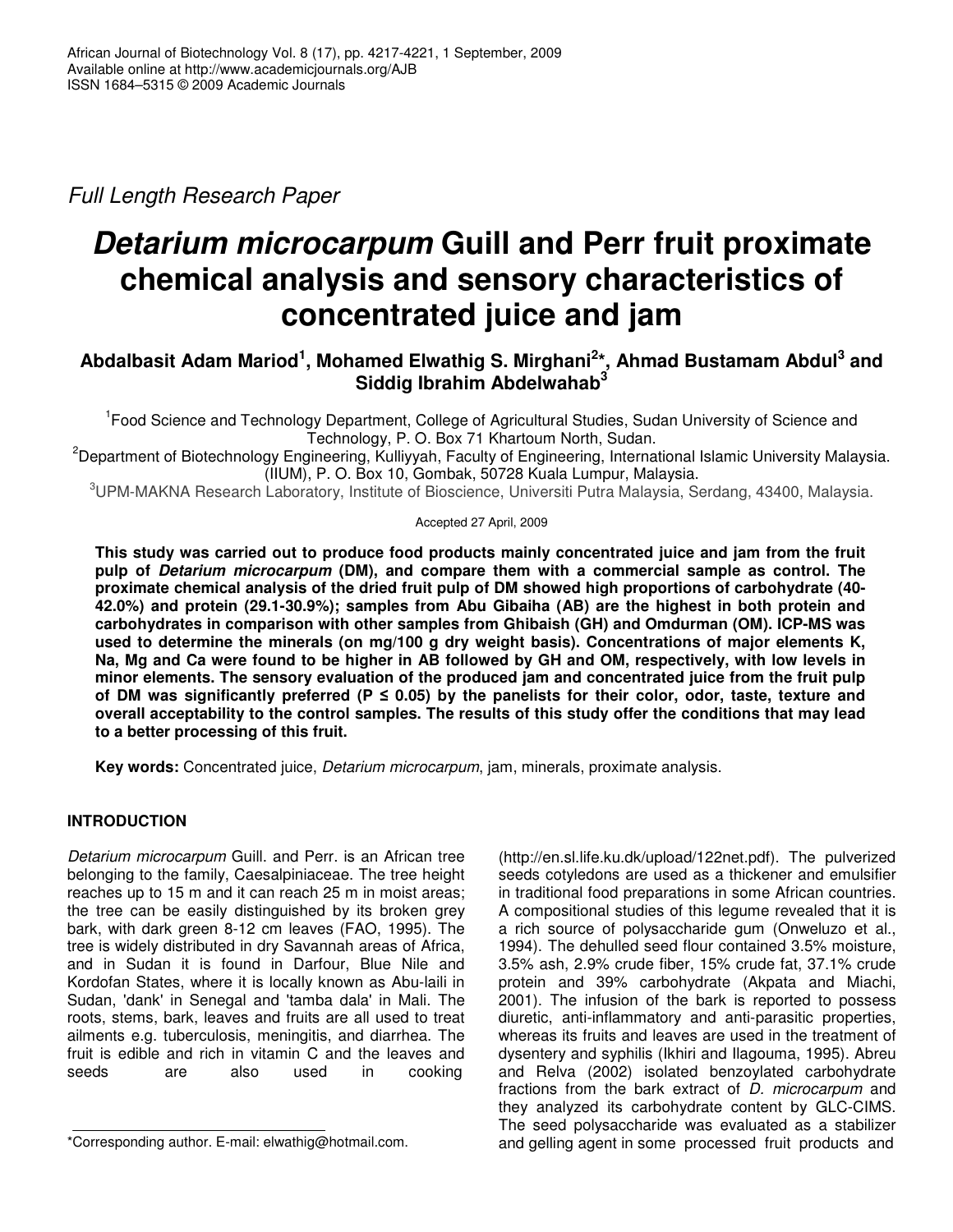*Full Length Research Paper*

# *Detarium microcarpum* Guill and Perr fruit proximate chemical analysis and sensory characteristics of concentrated juice and jam

**Abdalbasit Adam Mariod[1], Mohamed Elwathig S. Mirghani[2]*, Ahmad Bustamam Abdul[3] and Siddig Ibrahim Abdelwahab[3]**

[1]Food Science and Technology Department, College of Agricultural Studies, Sudan University of Science and Technology, P. O. Box 71 Khartoum North, Sudan.

[2]Department of Biotechnology Engineering, Kulliyyah, Faculty of Engineering, International Islamic University Malaysia. (IIUM), P. O. Box 10, Gombak, 50728 Kuala Lumpur, Malaysia.

[3]UPM-MAKNA Research Laboratory, Institute of Bioscience, Universiti Putra Malaysia, Serdang, 43400, Malaysia.

Accepted 27 April, 2009

**This study was carried out to produce food products mainly concentrated juice and jam from the fruit pulp of *Detarium microcarpum* (DM), and compare them with a commercial sample as control. The proximate chemical analysis of the dried fruit pulp of DM showed high proportions of carbohydrate (40-42.0%) and protein (29.1-30.9%); samples from Abu Gibaiha (AB) are the highest in both protein and carbohydrates in comparison with other samples from Ghibaish (GH) and Omdurman (OM). ICP-MS was used to determine the minerals (on mg/100 g dry weight basis). Concentrations of major elements K, Na, Mg and Ca were found to be higher in AB followed by GH and OM, respectively, with low levels in minor elements. The sensory evaluation of the produced jam and concentrated juice from the fruit pulp of DM was significantly preferred ($P \leq 0.05$) by the panelists for their color, odor, taste, texture and overall acceptability to the control samples. The results of this study offer the conditions that may lead to a better processing of this fruit.**

**Key words:** Concentrated juice, *Detarium microcarpum*, jam, minerals, proximate analysis.

## INTRODUCTION

*Detarium microcarpum* Guill. and Perr. is an African tree belonging to the family, Caesalpiniaceae. The tree height reaches up to 15 m and it can reach 25 m in moist areas; the tree can be easily distinguished by its broken grey bark, with dark green 8-12 cm leaves (FAO, 1995). The tree is widely distributed in dry Savannah areas of Africa, and in Sudan it is found in Darfour, Blue Nile and Kordofan States, where it is locally known as Abu-laili in Sudan, 'dank' in Senegal and 'tamba dala' in Mali. The roots, stems, bark, leaves and fruits are all used to treat ailments e.g. tuberculosis, meningitis, and diarrhea. The fruit is edible and rich in vitamin C and the leaves and seeds are also used in cooking (http://en.sl.life.ku.dk/upload/122net.pdf). The pulverized seeds cotyledons are used as a thickener and emulsifier in traditional food preparations in some African countries. A compositional studies of this legume revealed that it is a rich source of polysaccharide gum (Onweluzo et al., 1994). The dehulled seed flour contained 3.5% moisture, 3.5% ash, 2.9% crude fiber, 15% crude fat, 37.1% crude protein and 39% carbohydrate (Akpata and Miachi, 2001). The infusion of the bark is reported to possess diuretic, anti-inflammatory and anti-parasitic properties, whereas its fruits and leaves are used in the treatment of dysentery and syphilis (Ikhiri and Ilagouma, 1995). Abreu and Relva (2002) isolated benzoylated carbohydrate fractions from the bark extract of *D. microcarpum* and they analyzed its carbohydrate content by GLC-CIMS. The seed polysaccharide was evaluated as a stabilizer and gelling agent in some processed fruit products and

*Corresponding author. E-mail: elwathig@hotmail.com.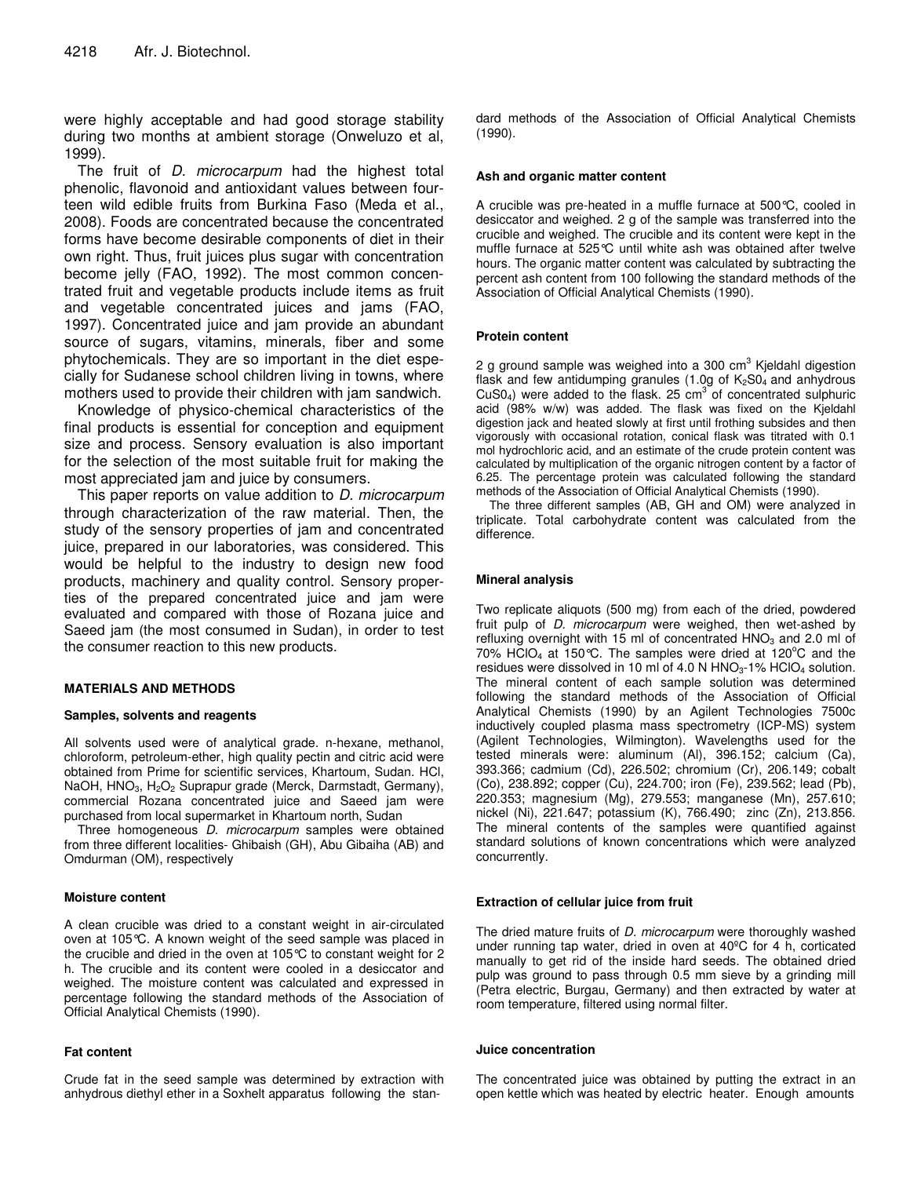were highly acceptable and had good storage stability during two months at ambient storage (Onweluzo et al, 1999).

The fruit of *D. microcarpum* had the highest total phenolic, flavonoid and antioxidant values between fourteen wild edible fruits from Burkina Faso (Meda et al., 2008). Foods are concentrated because the concentrated forms have become desirable components of diet in their own right. Thus, fruit juices plus sugar with concentration become jelly (FAO, 1992). The most common concentrated fruit and vegetable products include items as fruit and vegetable concentrated juices and jams (FAO, 1997). Concentrated juice and jam provide an abundant source of sugars, vitamins, minerals, fiber and some phytochemicals. They are so important in the diet especially for Sudanese school children living in towns, where mothers used to provide their children with jam sandwich.

Knowledge of physico-chemical characteristics of the final products is essential for conception and equipment size and process. Sensory evaluation is also important for the selection of the most suitable fruit for making the most appreciated jam and juice by consumers.

This paper reports on value addition to *D. microcarpum* through characterization of the raw material. Then, the study of the sensory properties of jam and concentrated juice, prepared in our laboratories, was considered. This would be helpful to the industry to design new food products, machinery and quality control. Sensory properties of the prepared concentrated juice and jam were evaluated and compared with those of Rozana juice and Saeed jam (the most consumed in Sudan), in order to test the consumer reaction to this new products.

## MATERIALS AND METHODS

### Samples, solvents and reagents

All solvents used were of analytical grade. n-hexane, methanol, chloroform, petroleum-ether, high quality pectin and citric acid were obtained from Prime for scientific services, Khartoum, Sudan. HCl, NaOH, $HNO_3$, $H_2O_2$ Suprapur grade (Merck, Darmstadt, Germany), commercial Rozana concentrated juice and Saeed jam were purchased from local supermarket in Khartoum north, Sudan

Three homogeneous *D. microcarpum* samples were obtained from three different localities- Ghibaish (GH), Abu Gibaiha (AB) and Omdurman (OM), respectively

### Moisture content

A clean crucible was dried to a constant weight in air-circulated oven at 105°C. A known weight of the seed sample was placed in the crucible and dried in the oven at 105°C to constant weight for 2 h. The crucible and its content were cooled in a desiccator and weighed. The moisture content was calculated and expressed in percentage following the standard methods of the Association of Official Analytical Chemists (1990).

### Fat content

Crude fat in the seed sample was determined by extraction with anhydrous diethyl ether in a Soxhelt apparatus following the standard methods of the Association of Official Analytical Chemists (1990).

### Ash and organic matter content

A crucible was pre-heated in a muffle furnace at 500°C, cooled in desiccator and weighed. 2 g of the sample was transferred into the crucible and weighed. The crucible and its content were kept in the muffle furnace at 525°C until white ash was obtained after twelve hours. The organic matter content was calculated by subtracting the percent ash content from 100 following the standard methods of the Association of Official Analytical Chemists (1990).

### Protein content

2 g ground sample was weighed into a 300 $cm^3$ Kjeldahl digestion flask and few antidumping granules (1.0g of $K_2S0_4$ and anhydrous $CuS0_4$) were added to the flask. 25 $cm^3$ of concentrated sulphuric acid (98% w/w) was added. The flask was fixed on the Kjeldahl digestion jack and heated slowly at first until frothing subsides and then vigorously with occasional rotation, conical flask was titrated with 0.1 mol hydrochloric acid, and an estimate of the crude protein content was calculated by multiplication of the organic nitrogen content by a factor of 6.25. The percentage protein was calculated following the standard methods of the Association of Official Analytical Chemists (1990).

The three different samples (AB, GH and OM) were analyzed in triplicate. Total carbohydrate content was calculated from the difference.

### Mineral analysis

Two replicate aliquots (500 mg) from each of the dried, powdered fruit pulp of *D. microcarpum* were weighed, then wet-ashed by refluxing overnight with 15 ml of concentrated $HNO_3$ and 2.0 ml of 70% $HClO_4$ at 150°C. The samples were dried at 120°C and the residues were dissolved in 10 ml of 4.0 N $HNO_3$-1% $HClO_4$ solution. The mineral content of each sample solution was determined following the standard methods of the Association of Official Analytical Chemists (1990) by an Agilent Technologies 7500c inductively coupled plasma mass spectrometry (ICP-MS) system (Agilent Technologies, Wilmington). Wavelengths used for the tested minerals were: aluminum (Al), 396.152; calcium (Ca), 393.366; cadmium (Cd), 226.502; chromium (Cr), 206.149; cobalt (Co), 238.892; copper (Cu), 224.700; iron (Fe), 239.562; lead (Pb), 220.353; magnesium (Mg), 279.553; manganese (Mn), 257.610; nickel (Ni), 221.647; potassium (K), 766.490; zinc (Zn), 213.856. The mineral contents of the samples were quantified against standard solutions of known concentrations which were analyzed concurrently.

### Extraction of cellular juice from fruit

The dried mature fruits of *D. microcarpum* were thoroughly washed under running tap water, dried in oven at 40°C for 4 h, corticated manually to get rid of the inside hard seeds. The obtained dried pulp was ground to pass through 0.5 mm sieve by a grinding mill (Petra electric, Burgau, Germany) and then extracted by water at room temperature, filtered using normal filter.

### Juice concentration

The concentrated juice was obtained by putting the extract in an open kettle which was heated by electric heater. Enough amounts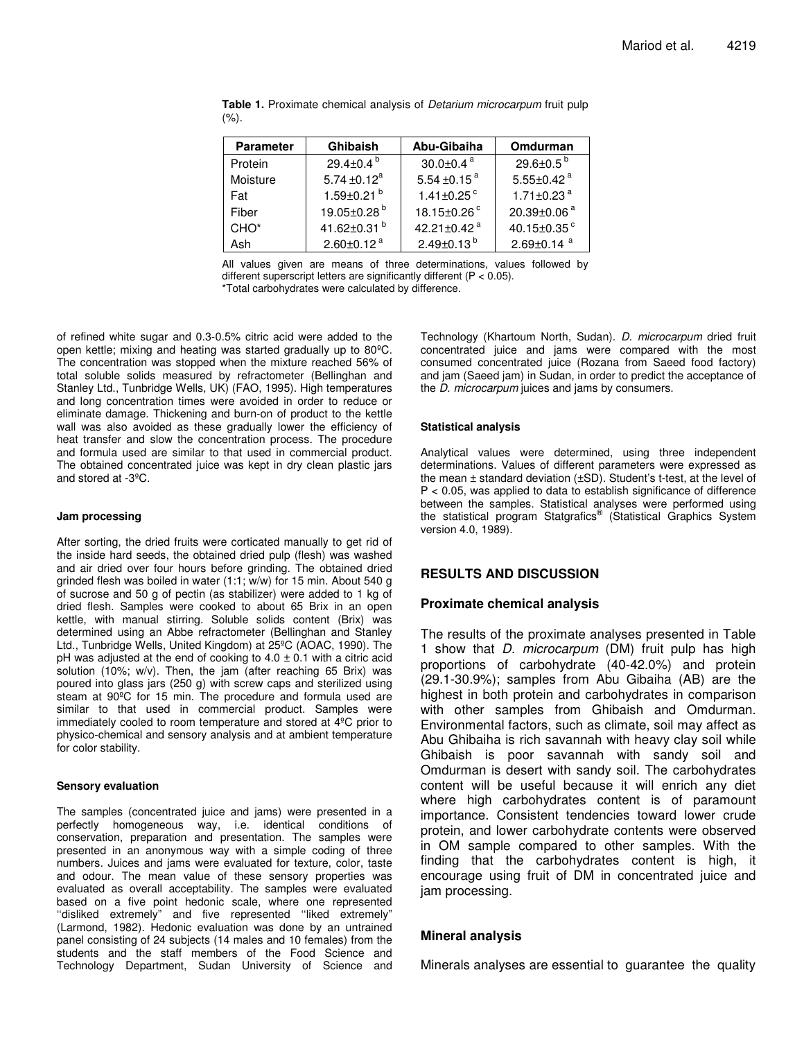**Table 1.** Proximate chemical analysis of *Detarium microcarpum* fruit pulp (%).

| Parameter | Ghibaish | Abu-Gibaiha | Omdurman |
|---|---|---|---|
| Protein | 29.4±0.4 [b] | 30.0±0.4 [a] | 29.6±0.5 [b] |
| Moisture | 5.74 ±0.12[a] | 5.54 ±0.15 [a] | 5.55±0.42 [a] |
| Fat | 1.59±0.21 [b] | 1.41±0.25 [c] | 1.71±0.23 [a] |
| Fiber | 19.05±0.28 [b] | 18.15±0.26 [c] | 20.39±0.06 [a] |
| CHO* | 41.62±0.31 [b] | 42.21±0.42 [a] | 40.15±0.35 [c] |
| Ash | 2.60±0.12 [a] | 2.49±0.13 [b] | 2.69±0.14 [a] |

All values given are means of three determinations, values followed by different superscript letters are significantly different (P < 0.05).
*Total carbohydrates were calculated by difference.

of refined white sugar and 0.3-0.5% citric acid were added to the open kettle; mixing and heating was started gradually up to 80ºC. The concentration was stopped when the mixture reached 56% of total soluble solids measured by refractometer (Bellinghan and Stanley Ltd., Tunbridge Wells, UK) (FAO, 1995). High temperatures and long concentration times were avoided in order to reduce or eliminate damage. Thickening and burn-on of product to the kettle wall was also avoided as these gradually lower the efficiency of heat transfer and slow the concentration process. The procedure and formula used are similar to that used in commercial product. The obtained concentrated juice was kept in dry clean plastic jars and stored at -3ºC.

#### Jam processing

After sorting, the dried fruits were corticated manually to get rid of the inside hard seeds, the obtained dried pulp (flesh) was washed and air dried over four hours before grinding. The obtained dried grinded flesh was boiled in water (1:1; w/w) for 15 min. About 540 g of sucrose and 50 g of pectin (as stabilizer) were added to 1 kg of dried flesh. Samples were cooked to about 65 Brix in an open kettle, with manual stirring. Soluble solids content (Brix) was determined using an Abbe refractometer (Bellinghan and Stanley Ltd., Tunbridge Wells, United Kingdom) at 25ºC (AOAC, 1990). The pH was adjusted at the end of cooking to 4.0 ± 0.1 with a citric acid solution (10%; w/v). Then, the jam (after reaching 65 Brix) was poured into glass jars (250 g) with screw caps and sterilized using steam at 90ºC for 15 min. The procedure and formula used are similar to that used in commercial product. Samples were immediately cooled to room temperature and stored at 4ºC prior to physico-chemical and sensory analysis and at ambient temperature for color stability.

#### Sensory evaluation

The samples (concentrated juice and jams) were presented in a perfectly homogeneous way, i.e. identical conditions of conservation, preparation and presentation. The samples were presented in an anonymous way with a simple coding of three numbers. Juices and jams were evaluated for texture, color, taste and odour. The mean value of these sensory properties was evaluated as overall acceptability. The samples were evaluated based on a five point hedonic scale, where one represented ''disliked extremely'' and five represented ''liked extremely'' (Larmond, 1982). Hedonic evaluation was done by an untrained panel consisting of 24 subjects (14 males and 10 females) from the students and the staff members of the Food Science and Technology Department, Sudan University of Science and Technology (Khartoum North, Sudan). *D. microcarpum* dried fruit concentrated juice and jams were compared with the most consumed concentrated juice (Rozana from Saeed food factory) and jam (Saeed jam) in Sudan, in order to predict the acceptance of the *D. microcarpum* juices and jams by consumers.

#### Statistical analysis

Analytical values were determined, using three independent determinations. Values of different parameters were expressed as the mean ± standard deviation (±SD). Student's t-test, at the level of $P < 0.05$, was applied to data to establish significance of difference between the samples. Statistical analyses were performed using the statistical program Statgrafics® (Statistical Graphics System version 4.0, 1989).

## RESULTS AND DISCUSSION

### Proximate chemical analysis

The results of the proximate analyses presented in Table 1 show that *D. microcarpum* (DM) fruit pulp has high proportions of carbohydrate (40-42.0%) and protein (29.1-30.9%); samples from Abu Gibaiha (AB) are the highest in both protein and carbohydrates in comparison with other samples from Ghibaish and Omdurman. Environmental factors, such as climate, soil may affect as Abu Ghibaiha is rich savannah with heavy clay soil while Ghibaish is poor savannah with sandy soil and Omdurman is desert with sandy soil. The carbohydrates content will be useful because it will enrich any diet where high carbohydrates content is of paramount importance. Consistent tendencies toward lower crude protein, and lower carbohydrate contents were observed in OM sample compared to other samples. With the finding that the carbohydrates content is high, it encourage using fruit of DM in concentrated juice and jam processing.

### Mineral analysis

Minerals analyses are essential to guarantee the quality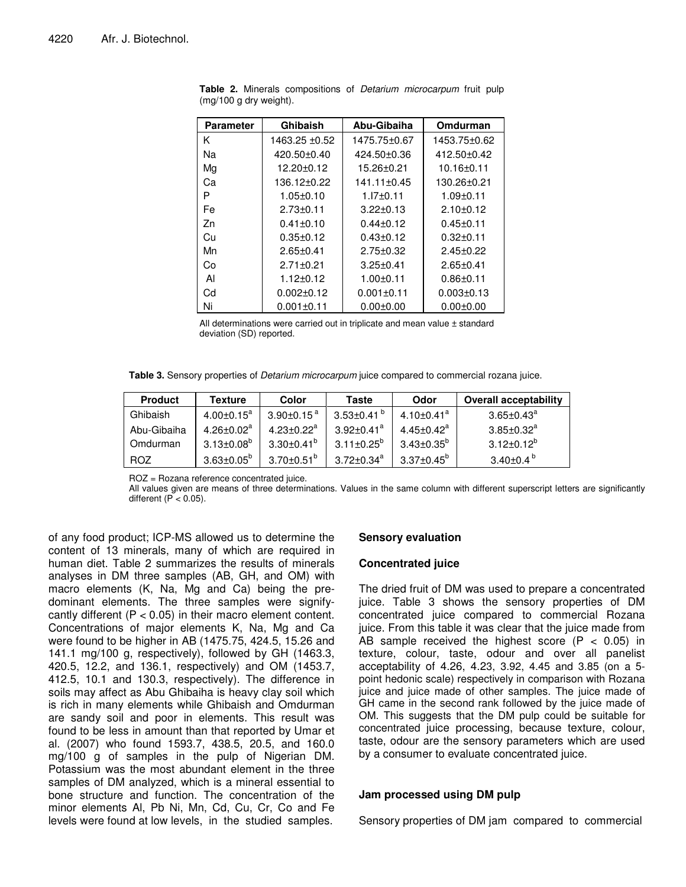**Table 2.** Minerals compositions of *Detarium microcarpum* fruit pulp (mg/100 g dry weight).

| Parameter | Ghibaish | Abu-Gibaiha | Omdurman |
|---|---|---|---|
| K | 1463.25 ±0.52 | 1475.75±0.67 | 1453.75±0.62 |
| Na | 420.50±0.40 | 424.50±0.36 | 412.50±0.42 |
| Mg | 12.20±0.12 | 15.26±0.21 | 10.16±0.11 |
| Ca | 136.12±0.22 | 141.11±0.45 | 130.26±0.21 |
| P | 1.05±0.10 | 1.I7±0.11 | 1.09±0.11 |
| Fe | 2.73±0.11 | 3.22±0.13 | 2.10±0.12 |
| Zn | 0.41±0.10 | 0.44±0.12 | 0.45±0.11 |
| Cu | 0.35±0.12 | 0.43±0.12 | 0.32±0.11 |
| Mn | 2.65±0.41 | 2.75±0.32 | 2.45±0.22 |
| Co | 2.71±0.21 | 3.25±0.41 | 2.65±0.41 |
| Al | 1.12±0.12 | 1.00±0.11 | 0.86±0.11 |
| Cd | 0.002±0.12 | 0.001±0.11 | 0.003±0.13 |
| Ni | 0.001±0.11 | 0.00±0.00 | 0.00±0.00 |

All determinations were carried out in triplicate and mean value ± standard deviation (SD) reported.

**Table 3.** Sensory properties of *Detarium microcarpum* juice compared to commercial rozana juice.

| Product | Texture | Color | Taste | Odor | Overall acceptability |
|---|---|---|---|---|---|
| Ghibaish | $4.00±0.15^{a}$ | $3.90±0.15^{a}$ | $3.53±0.41^{b}$ | $4.10±0.41^{a}$ | $3.65±0.43^{a}$ |
| Abu-Gibaiha | $4.26±0.02^{a}$ | $4.23±0.22^{a}$ | $3.92±0.41^{a}$ | $4.45±0.42^{a}$ | $3.85±0.32^{a}$ |
| Omdurman | $3.13±0.08^{b}$ | $3.30±0.41^{b}$ | $3.11±0.25^{b}$ | $3.43±0.35^{b}$ | $3.12±0.12^{b}$ |
| ROZ | $3.63±0.05^{b}$ | $3.70±0.51^{b}$ | $3.72±0.34^{a}$ | $3.37±0.45^{b}$ | $3.40±0.4^{b}$ |

ROZ = Rozana reference concentrated juice.
All values given are means of three determinations. Values in the same column with different superscript letters are significantly different ($P < 0.05$).

of any food product; ICP-MS allowed us to determine the content of 13 minerals, many of which are required in human diet. Table 2 summarizes the results of minerals analyses in DM three samples (AB, GH, and OM) with macro elements (K, Na, Mg and Ca) being the predominant elements. The three samples were significantly different ($P < 0.05$) in their macro element content. Concentrations of major elements K, Na, Mg and Ca were found to be higher in AB (1475.75, 424.5, 15.26 and 141.1 mg/100 g, respectively), followed by GH (1463.3, 420.5, 12.2, and 136.1, respectively) and OM (1453.7, 412.5, 10.1 and 130.3, respectively). The difference in soils may affect as Abu Ghibaiha is heavy clay soil which is rich in many elements while Ghibaish and Omdurman are sandy soil and poor in elements. This result was found to be less in amount than that reported by Umar et al. (2007) who found 1593.7, 438.5, 20.5, and 160.0 mg/100 g of samples in the pulp of Nigerian DM. Potassium was the most abundant element in the three samples of DM analyzed, which is a mineral essential to bone structure and function. The concentration of the minor elements Al, Pb Ni, Mn, Cd, Cu, Cr, Co and Fe levels were found at low levels, in the studied samples.

## Sensory evaluation

### Concentrated juice

The dried fruit of DM was used to prepare a concentrated juice. Table 3 shows the sensory properties of DM concentrated juice compared to commercial Rozana juice. From this table it was clear that the juice made from AB sample received the highest score ($P < 0.05$) in texture, colour, taste, odour and over all panelist acceptability of 4.26, 4.23, 3.92, 4.45 and 3.85 (on a 5-point hedonic scale) respectively in comparison with Rozana juice and juice made of other samples. The juice made of GH came in the second rank followed by the juice made of OM. This suggests that the DM pulp could be suitable for concentrated juice processing, because texture, colour, taste, odour are the sensory parameters which are used by a consumer to evaluate concentrated juice.

### Jam processed using DM pulp

Sensory properties of DM jam compared to commercial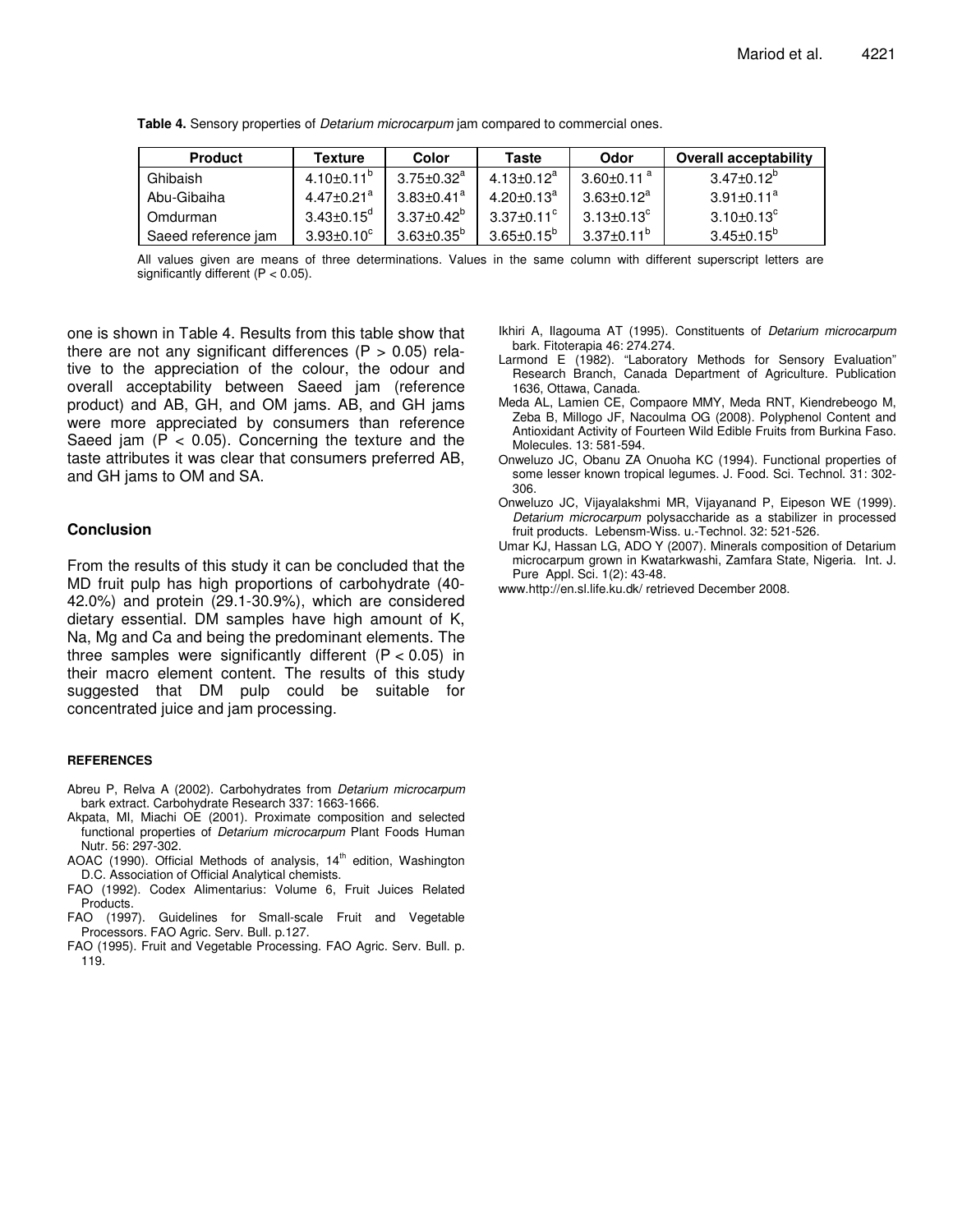**Table 4.** Sensory properties of *Detarium microcarpum* jam compared to commercial ones.

| Product | Texture | Color | Taste | Odor | Overall acceptability |
|---|---|---|---|---|---|
| Ghibaish | $4.10 \pm 0.11^b$ | $3.75 \pm 0.32^a$ | $4.13 \pm 0.12^a$ | $3.60 \pm 0.11^a$ | $3.47 \pm 0.12^b$ |
| Abu-Gibaiha | $4.47 \pm 0.21^a$ | $3.83 \pm 0.41^a$ | $4.20 \pm 0.13^a$ | $3.63 \pm 0.12^a$ | $3.91 \pm 0.11^a$ |
| Omdurman | $3.43 \pm 0.15^d$ | $3.37 \pm 0.42^b$ | $3.37 \pm 0.11^c$ | $3.13 \pm 0.13^c$ | $3.10 \pm 0.13^c$ |
| Saeed reference jam | $3.93 \pm 0.10^c$ | $3.63 \pm 0.35^b$ | $3.65 \pm 0.15^b$ | $3.37 \pm 0.11^b$ | $3.45 \pm 0.15^b$ |

All values given are means of three determinations. Values in the same column with different superscript letters are significantly different ($P < 0.05$).

one is shown in Table 4. Results from this table show that there are not any significant differences ($P > 0.05$) relative to the appreciation of the colour, the odour and overall acceptability between Saeed jam (reference product) and AB, GH, and OM jams. AB, and GH jams were more appreciated by consumers than reference Saeed jam ($P < 0.05$). Concerning the texture and the taste attributes it was clear that consumers preferred AB, and GH jams to OM and SA.

## Conclusion

From the results of this study it can be concluded that the MD fruit pulp has high proportions of carbohydrate (40-42.0%) and protein (29.1-30.9%), which are considered dietary essential. DM samples have high amount of K, Na, Mg and Ca and being the predominant elements. The three samples were significantly different ($P < 0.05$) in their macro element content. The results of this study suggested that DM pulp could be suitable for concentrated juice and jam processing.

### REFERENCES

Abreu P, Relva A (2002). Carbohydrates from *Detarium microcarpum* bark extract. Carbohydrate Research 337: 1663-1666.

Akpata, MI, Miachi OE (2001). Proximate composition and selected functional properties of *Detarium microcarpum* Plant Foods Human Nutr. 56: 297-302.

AOAC (1990). Official Methods of analysis, 14th edition, Washington D.C. Association of Official Analytical chemists.

FAO (1992). Codex Alimentarius: Volume 6, Fruit Juices Related Products.

FAO (1997). Guidelines for Small-scale Fruit and Vegetable Processors. FAO Agric. Serv. Bull. p.127.

FAO (1995). Fruit and Vegetable Processing. FAO Agric. Serv. Bull. p. 119.

Ikhiri A, Ilagouma AT (1995). Constituents of *Detarium microcarpum* bark. Fitoterapia 46: 274.274.

Larmond E (1982). "Laboratory Methods for Sensory Evaluation" Research Branch, Canada Department of Agriculture. Publication 1636, Ottawa, Canada.

Meda AL, Lamien CE, Compaore MMY, Meda RNT, Kiendrebeogo M, Zeba B, Millogo JF, Nacoulma OG (2008). Polyphenol Content and Antioxidant Activity of Fourteen Wild Edible Fruits from Burkina Faso. Molecules. 13: 581-594.

Onweluzo JC, Obanu ZA Onuoha KC (1994). Functional properties of some lesser known tropical legumes. J. Food. Sci. Technol. 31: 302-306.

Onweluzo JC, Vijayalakshmi MR, Vijayanand P, Eipeson WE (1999). *Detarium microcarpum* polysaccharide as a stabilizer in processed fruit products. Lebensm-Wiss. u.-Technol. 32: 521-526.

Umar KJ, Hassan LG, ADO Y (2007). Minerals composition of Detarium microcarpum grown in Kwatarkwashi, Zamfara State, Nigeria. Int. J. Pure Appl. Sci. 1(2): 43-48.

www.http://en.sl.life.ku.dk/ retrieved December 2008.